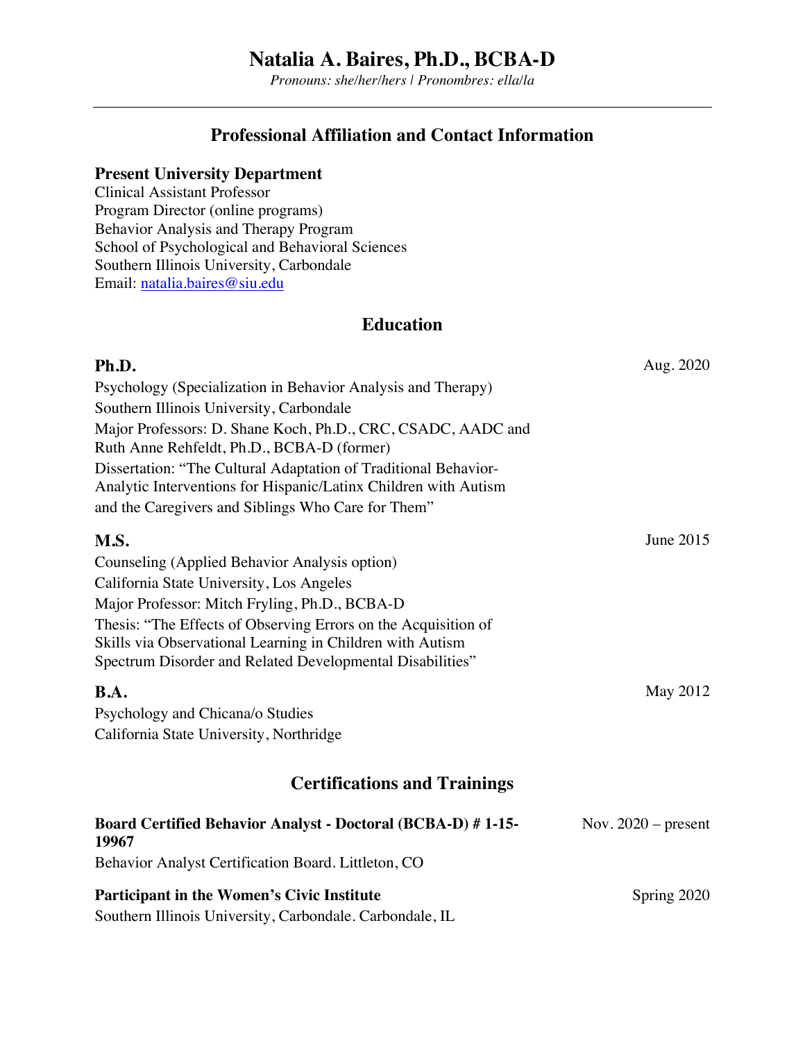# Natalia A. Baires, Ph.D., BCBA-D

*Pronouns: she/her/hers | Pronombres: ella/la*

---

## Professional Affiliation and Contact Information

**Present University Department**
Clinical Assistant Professor
Program Director (online programs)
Behavior Analysis and Therapy Program
School of Psychological and Behavioral Sciences
Southern Illinois University, Carbondale
Email: natalia.baires@siu.edu

## Education

**Ph.D.** — Aug. 2020
Psychology (Specialization in Behavior Analysis and Therapy)
Southern Illinois University, Carbondale
Major Professors: D. Shane Koch, Ph.D., CRC, CSADC, AADC and Ruth Anne Rehfeldt, Ph.D., BCBA-D (former)
Dissertation: "The Cultural Adaptation of Traditional Behavior-Analytic Interventions for Hispanic/Latinx Children with Autism and the Caregivers and Siblings Who Care for Them"

**M.S.** — June 2015
Counseling (Applied Behavior Analysis option)
California State University, Los Angeles
Major Professor: Mitch Fryling, Ph.D., BCBA-D
Thesis: "The Effects of Observing Errors on the Acquisition of Skills via Observational Learning in Children with Autism Spectrum Disorder and Related Developmental Disabilities"

**B.A.** — May 2012
Psychology and Chicana/o Studies
California State University, Northridge

## Certifications and Trainings

**Board Certified Behavior Analyst - Doctoral (BCBA-D) # 1-15-19967** — Nov. 2020 – present
Behavior Analyst Certification Board. Littleton, CO

**Participant in the Women's Civic Institute** — Spring 2020
Southern Illinois University, Carbondale. Carbondale, IL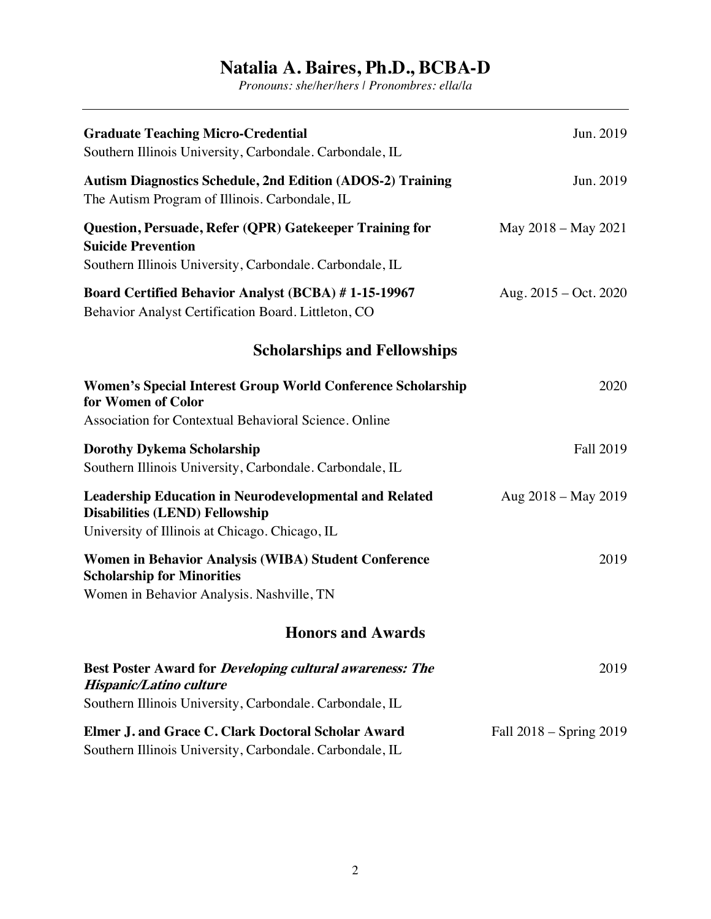**Graduate Teaching Micro-Credential** Jun. 2019
Southern Illinois University, Carbondale. Carbondale, IL

**Autism Diagnostics Schedule, 2nd Edition (ADOS-2) Training** Jun. 2019
The Autism Program of Illinois. Carbondale, IL

**Question, Persuade, Refer (QPR) Gatekeeper Training for Suicide Prevention** May 2018 – May 2021
Southern Illinois University, Carbondale. Carbondale, IL

**Board Certified Behavior Analyst (BCBA) # 1-15-19967** Aug. 2015 – Oct. 2020
Behavior Analyst Certification Board. Littleton, CO

## Scholarships and Fellowships

**Women's Special Interest Group World Conference Scholarship for Women of Color** 2020
Association for Contextual Behavioral Science. Online

**Dorothy Dykema Scholarship** Fall 2019
Southern Illinois University, Carbondale. Carbondale, IL

**Leadership Education in Neurodevelopmental and Related Disabilities (LEND) Fellowship** Aug 2018 – May 2019
University of Illinois at Chicago. Chicago, IL

**Women in Behavior Analysis (WIBA) Student Conference Scholarship for Minorities** 2019
Women in Behavior Analysis. Nashville, TN

## Honors and Awards

**Best Poster Award for *Developing cultural awareness: The Hispanic/Latino culture*** 2019
Southern Illinois University, Carbondale. Carbondale, IL

**Elmer J. and Grace C. Clark Doctoral Scholar Award** Fall 2018 – Spring 2019
Southern Illinois University, Carbondale. Carbondale, IL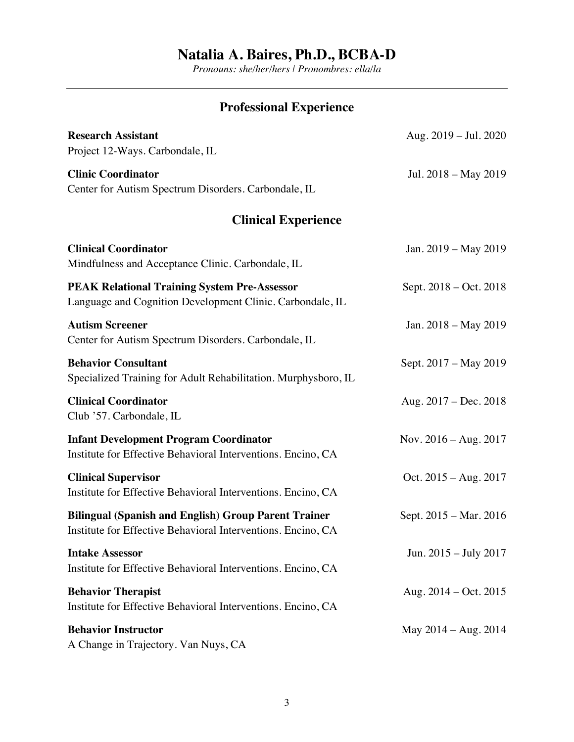# Natalia A. Baires, Ph.D., BCBA-D

*Pronouns: she/her/hers | Pronombres: ella/la*

---

## Professional Experience

**Research Assistant** — Aug. 2019 – Jul. 2020
Project 12-Ways. Carbondale, IL

**Clinic Coordinator** — Jul. 2018 – May 2019
Center for Autism Spectrum Disorders. Carbondale, IL

## Clinical Experience

**Clinical Coordinator** — Jan. 2019 – May 2019
Mindfulness and Acceptance Clinic. Carbondale, IL

**PEAK Relational Training System Pre-Assessor** — Sept. 2018 – Oct. 2018
Language and Cognition Development Clinic. Carbondale, IL

**Autism Screener** — Jan. 2018 – May 2019
Center for Autism Spectrum Disorders. Carbondale, IL

**Behavior Consultant** — Sept. 2017 – May 2019
Specialized Training for Adult Rehabilitation. Murphysboro, IL

**Clinical Coordinator** — Aug. 2017 – Dec. 2018
Club '57. Carbondale, IL

**Infant Development Program Coordinator** — Nov. 2016 – Aug. 2017
Institute for Effective Behavioral Interventions. Encino, CA

**Clinical Supervisor** — Oct. 2015 – Aug. 2017
Institute for Effective Behavioral Interventions. Encino, CA

**Bilingual (Spanish and English) Group Parent Trainer** — Sept. 2015 – Mar. 2016
Institute for Effective Behavioral Interventions. Encino, CA

**Intake Assessor** — Jun. 2015 – July 2017
Institute for Effective Behavioral Interventions. Encino, CA

**Behavior Therapist** — Aug. 2014 – Oct. 2015
Institute for Effective Behavioral Interventions. Encino, CA

**Behavior Instructor** — May 2014 – Aug. 2014
A Change in Trajectory. Van Nuys, CA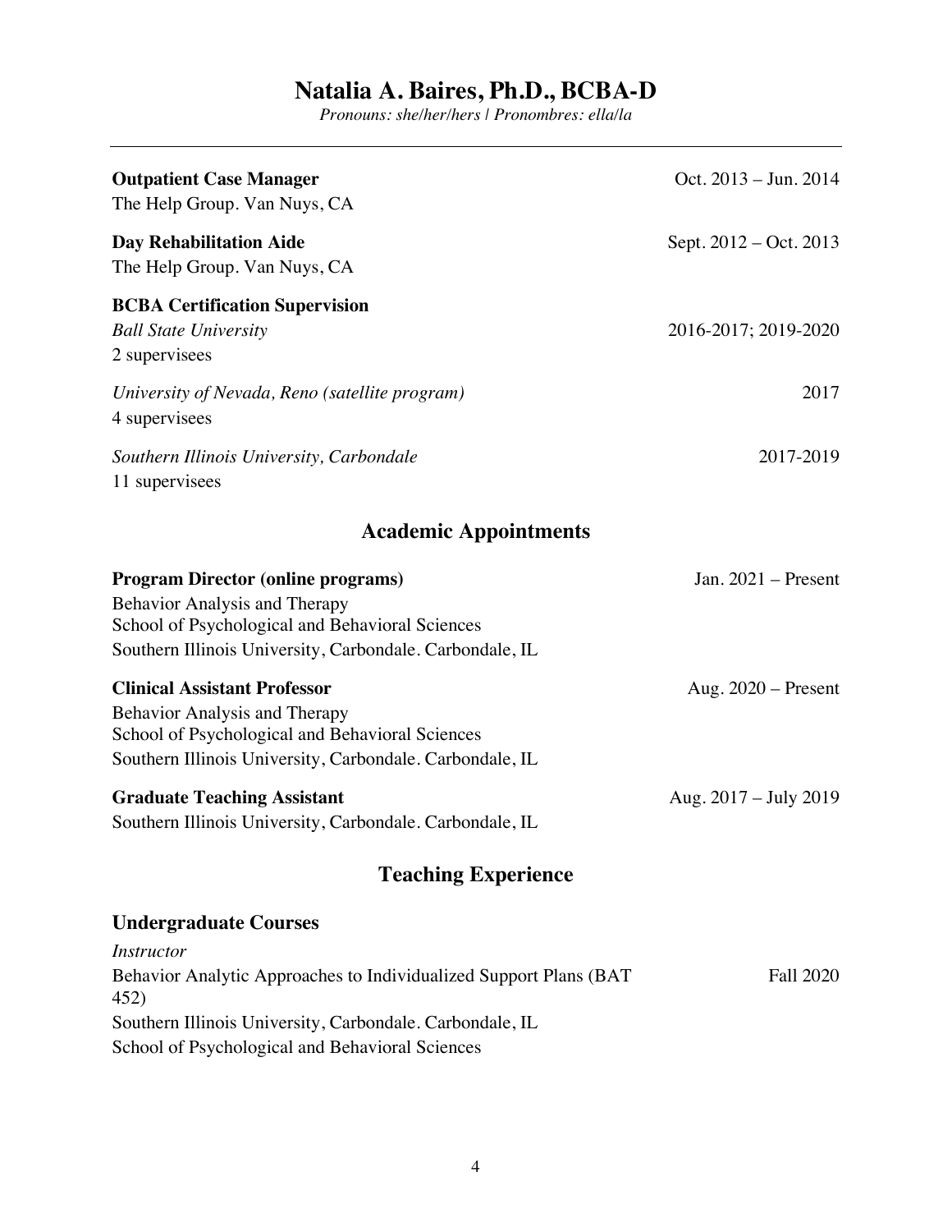**Outpatient Case Manager** Oct. 2013 – Jun. 2014
The Help Group. Van Nuys, CA

**Day Rehabilitation Aide** Sept. 2012 – Oct. 2013
The Help Group. Van Nuys, CA

**BCBA Certification Supervision**

*Ball State University* 2016-2017; 2019-2020
2 supervisees

*University of Nevada, Reno (satellite program)* 2017
4 supervisees

*Southern Illinois University, Carbondale* 2017-2019
11 supervisees

## Academic Appointments

**Program Director (online programs)** Jan. 2021 – Present
Behavior Analysis and Therapy
School of Psychological and Behavioral Sciences
Southern Illinois University, Carbondale. Carbondale, IL

**Clinical Assistant Professor** Aug. 2020 – Present
Behavior Analysis and Therapy
School of Psychological and Behavioral Sciences
Southern Illinois University, Carbondale. Carbondale, IL

**Graduate Teaching Assistant** Aug. 2017 – July 2019
Southern Illinois University, Carbondale. Carbondale, IL

## Teaching Experience

### Undergraduate Courses

*Instructor*

Behavior Analytic Approaches to Individualized Support Plans (BAT 452) Fall 2020
Southern Illinois University, Carbondale. Carbondale, IL
School of Psychological and Behavioral Sciences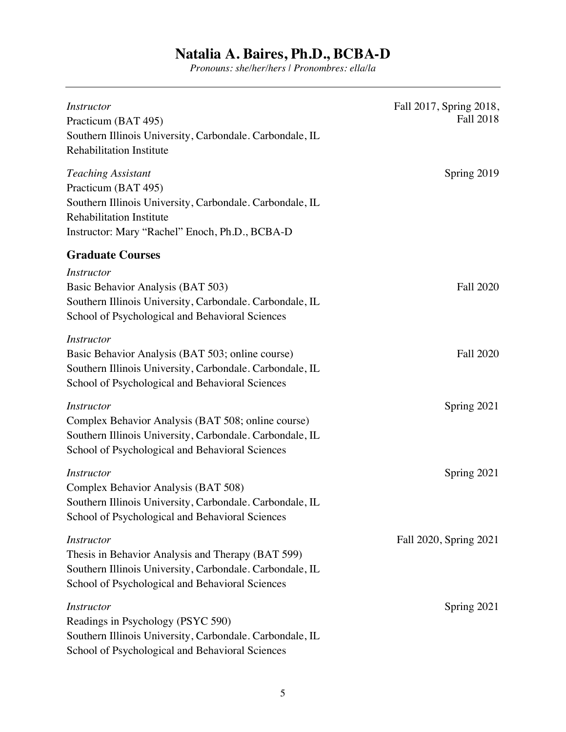*Instructor*
Practicum (BAT 495)
Southern Illinois University, Carbondale. Carbondale, IL
Rehabilitation Institute
Fall 2017, Spring 2018, Fall 2018

*Teaching Assistant*
Practicum (BAT 495)
Southern Illinois University, Carbondale. Carbondale, IL
Rehabilitation Institute
Instructor: Mary "Rachel" Enoch, Ph.D., BCBA-D
Spring 2019

## Graduate Courses

*Instructor*
Basic Behavior Analysis (BAT 503)
Southern Illinois University, Carbondale. Carbondale, IL
School of Psychological and Behavioral Sciences
Fall 2020

*Instructor*
Basic Behavior Analysis (BAT 503; online course)
Southern Illinois University, Carbondale. Carbondale, IL
School of Psychological and Behavioral Sciences
Fall 2020

*Instructor*
Complex Behavior Analysis (BAT 508; online course)
Southern Illinois University, Carbondale. Carbondale, IL
School of Psychological and Behavioral Sciences
Spring 2021

*Instructor*
Complex Behavior Analysis (BAT 508)
Southern Illinois University, Carbondale. Carbondale, IL
School of Psychological and Behavioral Sciences
Spring 2021

*Instructor*
Thesis in Behavior Analysis and Therapy (BAT 599)
Southern Illinois University, Carbondale. Carbondale, IL
School of Psychological and Behavioral Sciences
Fall 2020, Spring 2021

*Instructor*
Readings in Psychology (PSYC 590)
Southern Illinois University, Carbondale. Carbondale, IL
School of Psychological and Behavioral Sciences
Spring 2021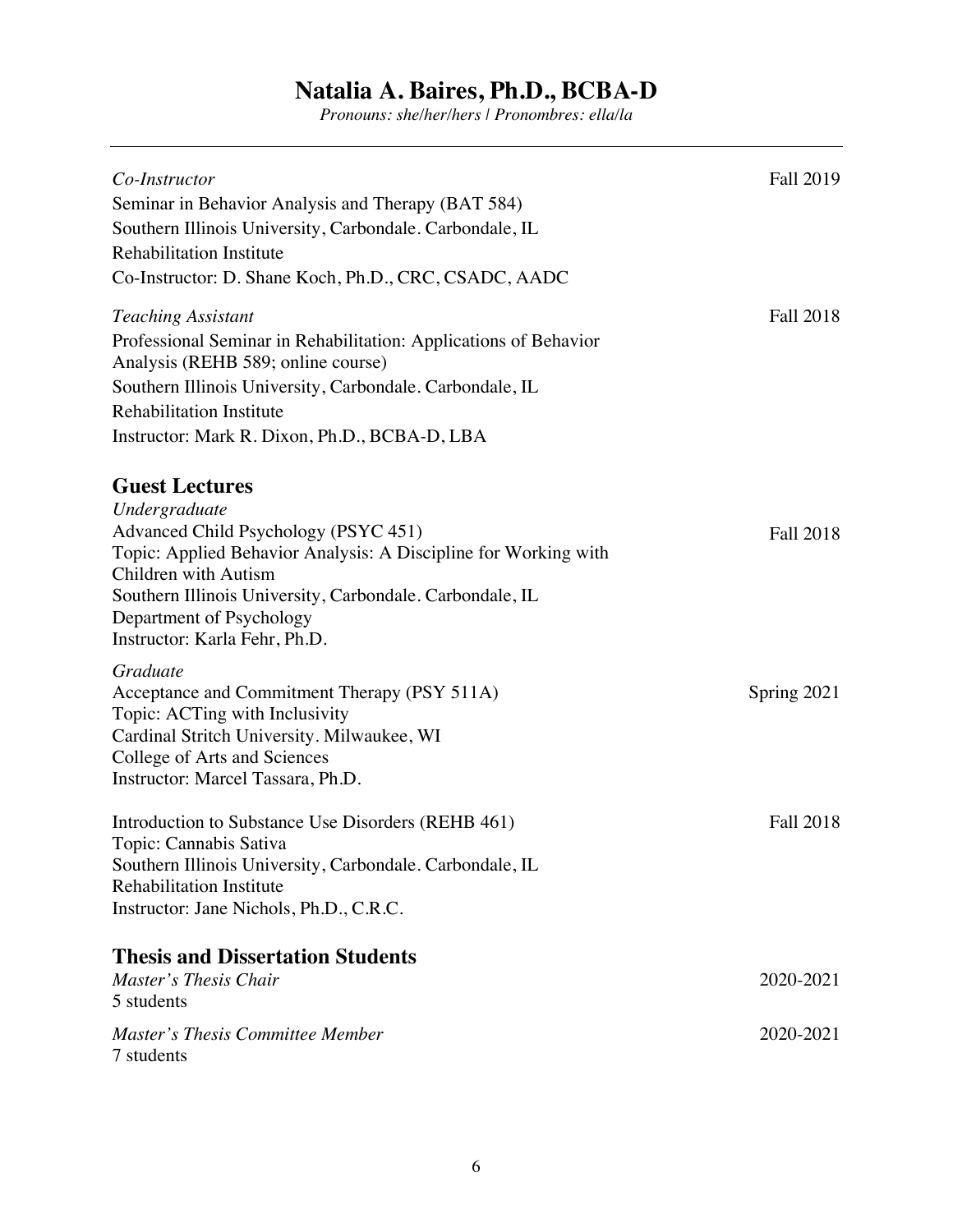*Co-Instructor* — Fall 2019
Seminar in Behavior Analysis and Therapy (BAT 584)
Southern Illinois University, Carbondale. Carbondale, IL
Rehabilitation Institute
Co-Instructor: D. Shane Koch, Ph.D., CRC, CSADC, AADC

*Teaching Assistant* — Fall 2018
Professional Seminar in Rehabilitation: Applications of Behavior Analysis (REHB 589; online course)
Southern Illinois University, Carbondale. Carbondale, IL
Rehabilitation Institute
Instructor: Mark R. Dixon, Ph.D., BCBA-D, LBA

## Guest Lectures

*Undergraduate*

Advanced Child Psychology (PSYC 451) — Fall 2018
Topic: Applied Behavior Analysis: A Discipline for Working with Children with Autism
Southern Illinois University, Carbondale. Carbondale, IL
Department of Psychology
Instructor: Karla Fehr, Ph.D.

*Graduate*

Acceptance and Commitment Therapy (PSY 511A) — Spring 2021
Topic: ACTing with Inclusivity
Cardinal Stritch University. Milwaukee, WI
College of Arts and Sciences
Instructor: Marcel Tassara, Ph.D.

Introduction to Substance Use Disorders (REHB 461) — Fall 2018
Topic: Cannabis Sativa
Southern Illinois University, Carbondale. Carbondale, IL
Rehabilitation Institute
Instructor: Jane Nichols, Ph.D., C.R.C.

## Thesis and Dissertation Students

*Master's Thesis Chair* — 2020-2021
5 students

*Master's Thesis Committee Member* — 2020-2021
7 students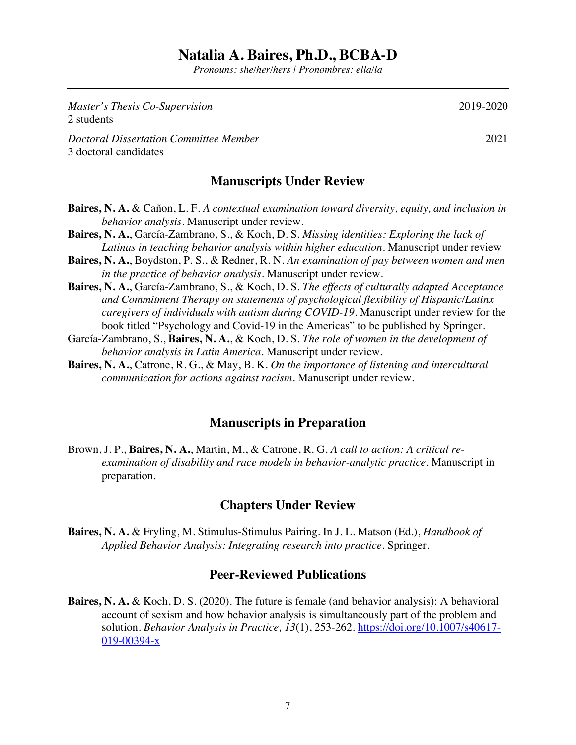*Master's Thesis Co-Supervision* 2019-2020
2 students

*Doctoral Dissertation Committee Member* 2021
3 doctoral candidates

## Manuscripts Under Review

**Baires, N. A.** & Cañon, L. F. *A contextual examination toward diversity, equity, and inclusion in behavior analysis*. Manuscript under review.

**Baires, N. A.**, García-Zambrano, S., & Koch, D. S. *Missing identities: Exploring the lack of Latinas in teaching behavior analysis within higher education*. Manuscript under review

**Baires, N. A.**, Boydston, P. S., & Redner, R. N. *An examination of pay between women and men in the practice of behavior analysis*. Manuscript under review.

**Baires, N. A.**, García-Zambrano, S., & Koch, D. S. *The effects of culturally adapted Acceptance and Commitment Therapy on statements of psychological flexibility of Hispanic/Latinx caregivers of individuals with autism during COVID-19*. Manuscript under review for the book titled "Psychology and Covid-19 in the Americas" to be published by Springer.

García-Zambrano, S., **Baires, N. A.**, & Koch, D. S. *The role of women in the development of behavior analysis in Latin America*. Manuscript under review.

**Baires, N. A.**, Catrone, R. G., & May, B. K. *On the importance of listening and intercultural communication for actions against racism*. Manuscript under review.

## Manuscripts in Preparation

Brown, J. P., **Baires, N. A.**, Martin, M., & Catrone, R. G. *A call to action: A critical re-examination of disability and race models in behavior-analytic practice*. Manuscript in preparation.

## Chapters Under Review

**Baires, N. A.** & Fryling, M. Stimulus-Stimulus Pairing. In J. L. Matson (Ed.), *Handbook of Applied Behavior Analysis: Integrating research into practice*. Springer.

## Peer-Reviewed Publications

**Baires, N. A.** & Koch, D. S. (2020). The future is female (and behavior analysis): A behavioral account of sexism and how behavior analysis is simultaneously part of the problem and solution. *Behavior Analysis in Practice, 13*(1), 253-262. https://doi.org/10.1007/s40617-019-00394-x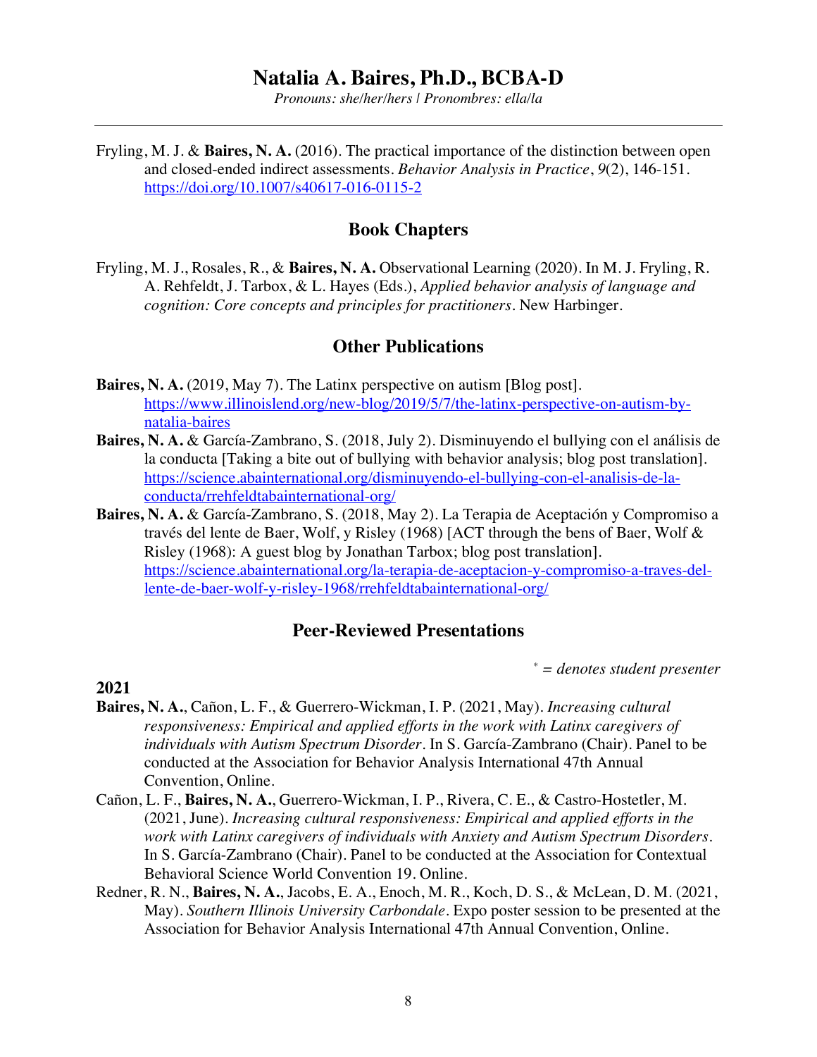Fryling, M. J. & **Baires, N. A.** (2016). The practical importance of the distinction between open and closed-ended indirect assessments. *Behavior Analysis in Practice*, *9*(2), 146-151. https://doi.org/10.1007/s40617-016-0115-2

## Book Chapters

Fryling, M. J., Rosales, R., & **Baires, N. A.** Observational Learning (2020). In M. J. Fryling, R. A. Rehfeldt, J. Tarbox, & L. Hayes (Eds.), *Applied behavior analysis of language and cognition: Core concepts and principles for practitioners*. New Harbinger.

## Other Publications

**Baires, N. A.** (2019, May 7). The Latinx perspective on autism [Blog post]. https://www.illinoislend.org/new-blog/2019/5/7/the-latinx-perspective-on-autism-by-natalia-baires

**Baires, N. A.** & García-Zambrano, S. (2018, July 2). Disminuyendo el bullying con el análisis de la conducta [Taking a bite out of bullying with behavior analysis; blog post translation]. https://science.abainternational.org/disminuyendo-el-bullying-con-el-analisis-de-la-conducta/rrehfeldtabainternational-org/

**Baires, N. A.** & García-Zambrano, S. (2018, May 2). La Terapia de Aceptación y Compromiso a través del lente de Baer, Wolf, y Risley (1968) [ACT through the bens of Baer, Wolf & Risley (1968): A guest blog by Jonathan Tarbox; blog post translation]. https://science.abainternational.org/la-terapia-de-aceptacion-y-compromiso-a-traves-del-lente-de-baer-wolf-y-risley-1968/rrehfeldtabainternational-org/

## Peer-Reviewed Presentations

*\* = denotes student presenter*

**2021**

**Baires, N. A.**, Cañon, L. F., & Guerrero-Wickman, I. P. (2021, May). *Increasing cultural responsiveness: Empirical and applied efforts in the work with Latinx caregivers of individuals with Autism Spectrum Disorder*. In S. García-Zambrano (Chair). Panel to be conducted at the Association for Behavior Analysis International 47th Annual Convention, Online.

Cañon, L. F., **Baires, N. A.**, Guerrero-Wickman, I. P., Rivera, C. E., & Castro-Hostetler, M. (2021, June). *Increasing cultural responsiveness: Empirical and applied efforts in the work with Latinx caregivers of individuals with Anxiety and Autism Spectrum Disorders*. In S. García-Zambrano (Chair). Panel to be conducted at the Association for Contextual Behavioral Science World Convention 19. Online.

Redner, R. N., **Baires, N. A.**, Jacobs, E. A., Enoch, M. R., Koch, D. S., & McLean, D. M. (2021, May). *Southern Illinois University Carbondale*. Expo poster session to be presented at the Association for Behavior Analysis International 47th Annual Convention, Online.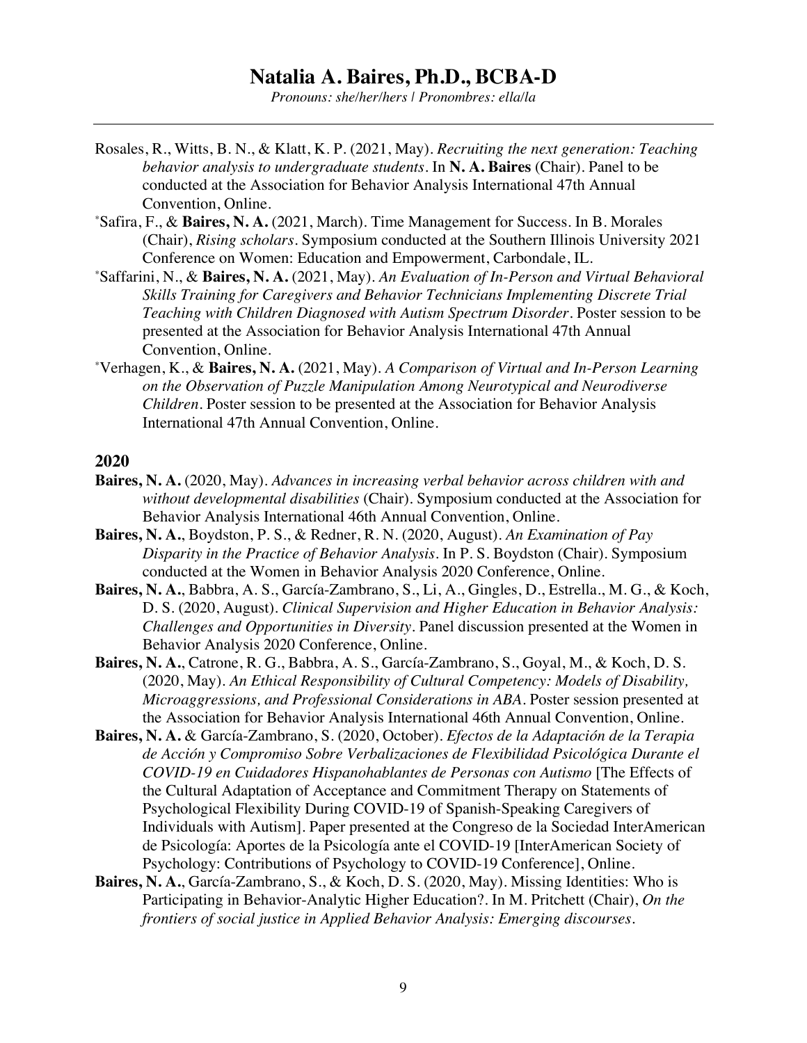Rosales, R., Witts, B. N., & Klatt, K. P. (2021, May). *Recruiting the next generation: Teaching behavior analysis to undergraduate students*. In **N. A. Baires** (Chair). Panel to be conducted at the Association for Behavior Analysis International 47th Annual Convention, Online.

*Safira, F., & **Baires, N. A.** (2021, March). Time Management for Success. In B. Morales (Chair), *Rising scholars*. Symposium conducted at the Southern Illinois University 2021 Conference on Women: Education and Empowerment, Carbondale, IL.

*Saffarini, N., & **Baires, N. A.** (2021, May). *An Evaluation of In-Person and Virtual Behavioral Skills Training for Caregivers and Behavior Technicians Implementing Discrete Trial Teaching with Children Diagnosed with Autism Spectrum Disorder*. Poster session to be presented at the Association for Behavior Analysis International 47th Annual Convention, Online.

*Verhagen, K., & **Baires, N. A.** (2021, May). *A Comparison of Virtual and In-Person Learning on the Observation of Puzzle Manipulation Among Neurotypical and Neurodiverse Children*. Poster session to be presented at the Association for Behavior Analysis International 47th Annual Convention, Online.

## 2020

**Baires, N. A.** (2020, May). *Advances in increasing verbal behavior across children with and without developmental disabilities* (Chair). Symposium conducted at the Association for Behavior Analysis International 46th Annual Convention, Online.

**Baires, N. A.**, Boydston, P. S., & Redner, R. N. (2020, August). *An Examination of Pay Disparity in the Practice of Behavior Analysis*. In P. S. Boydston (Chair). Symposium conducted at the Women in Behavior Analysis 2020 Conference, Online.

**Baires, N. A.**, Babbra, A. S., García-Zambrano, S., Li, A., Gingles, D., Estrella., M. G., & Koch, D. S. (2020, August). *Clinical Supervision and Higher Education in Behavior Analysis: Challenges and Opportunities in Diversity*. Panel discussion presented at the Women in Behavior Analysis 2020 Conference, Online.

**Baires, N. A.**, Catrone, R. G., Babbra, A. S., García-Zambrano, S., Goyal, M., & Koch, D. S. (2020, May). *An Ethical Responsibility of Cultural Competency: Models of Disability, Microaggressions, and Professional Considerations in ABA*. Poster session presented at the Association for Behavior Analysis International 46th Annual Convention, Online.

**Baires, N. A.** & García-Zambrano, S. (2020, October). *Efectos de la Adaptación de la Terapia de Acción y Compromiso Sobre Verbalizaciones de Flexibilidad Psicológica Durante el COVID-19 en Cuidadores Hispanohablantes de Personas con Autismo* [The Effects of the Cultural Adaptation of Acceptance and Commitment Therapy on Statements of Psychological Flexibility During COVID-19 of Spanish-Speaking Caregivers of Individuals with Autism]. Paper presented at the Congreso de la Sociedad InterAmerican de Psicología: Aportes de la Psicología ante el COVID-19 [InterAmerican Society of Psychology: Contributions of Psychology to COVID-19 Conference], Online.

**Baires, N. A.**, García-Zambrano, S., & Koch, D. S. (2020, May). Missing Identities: Who is Participating in Behavior-Analytic Higher Education?. In M. Pritchett (Chair), *On the frontiers of social justice in Applied Behavior Analysis: Emerging discourses*.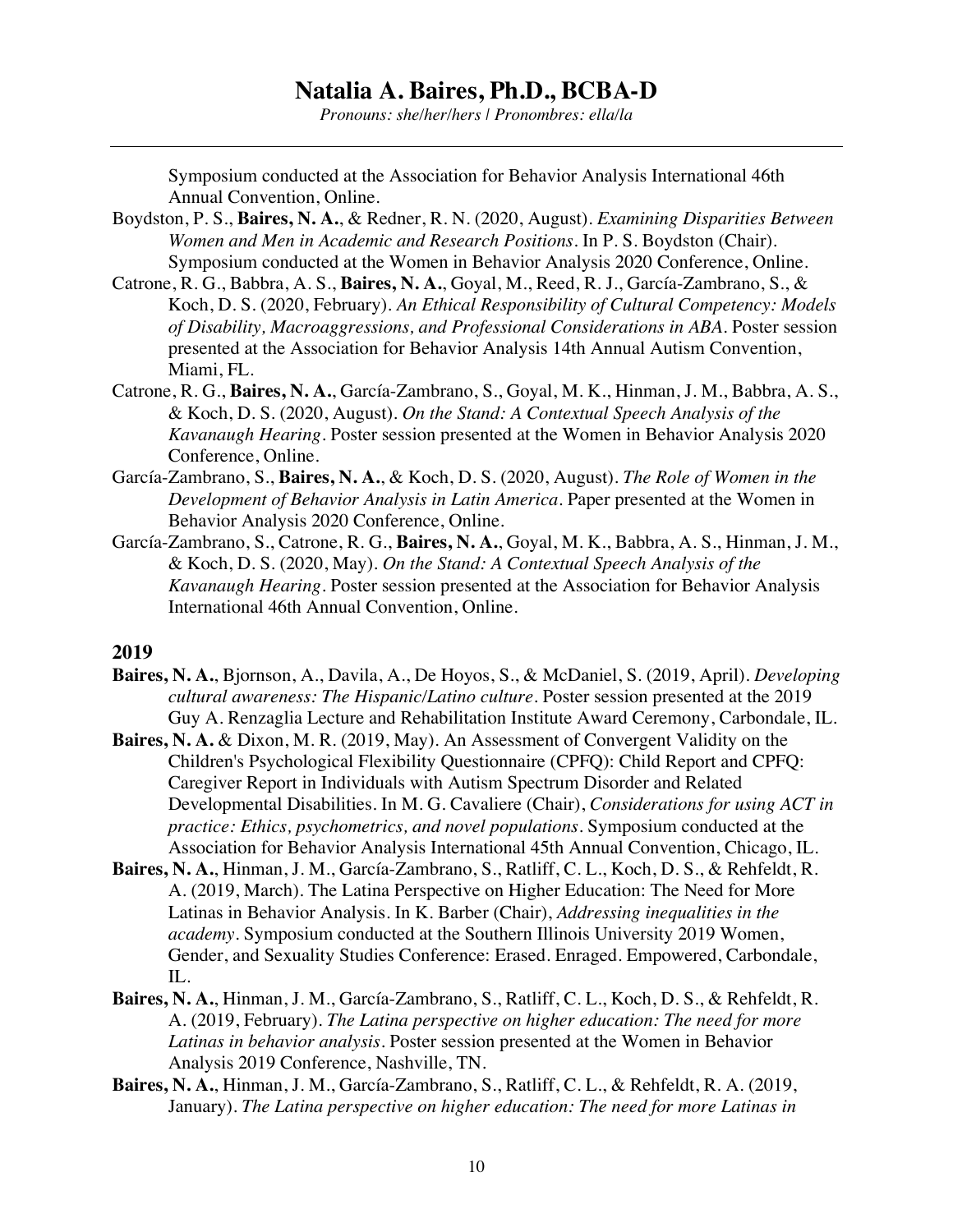Symposium conducted at the Association for Behavior Analysis International 46th Annual Convention, Online.

Boydston, P. S., **Baires, N. A.**, & Redner, R. N. (2020, August). *Examining Disparities Between Women and Men in Academic and Research Positions*. In P. S. Boydston (Chair). Symposium conducted at the Women in Behavior Analysis 2020 Conference, Online.

Catrone, R. G., Babbra, A. S., **Baires, N. A.**, Goyal, M., Reed, R. J., García-Zambrano, S., & Koch, D. S. (2020, February). *An Ethical Responsibility of Cultural Competency: Models of Disability, Macroaggressions, and Professional Considerations in ABA*. Poster session presented at the Association for Behavior Analysis 14th Annual Autism Convention, Miami, FL.

Catrone, R. G., **Baires, N. A.**, García-Zambrano, S., Goyal, M. K., Hinman, J. M., Babbra, A. S., & Koch, D. S. (2020, August). *On the Stand: A Contextual Speech Analysis of the Kavanaugh Hearing*. Poster session presented at the Women in Behavior Analysis 2020 Conference, Online.

García-Zambrano, S., **Baires, N. A.**, & Koch, D. S. (2020, August). *The Role of Women in the Development of Behavior Analysis in Latin America*. Paper presented at the Women in Behavior Analysis 2020 Conference, Online.

García-Zambrano, S., Catrone, R. G., **Baires, N. A.**, Goyal, M. K., Babbra, A. S., Hinman, J. M., & Koch, D. S. (2020, May). *On the Stand: A Contextual Speech Analysis of the Kavanaugh Hearing*. Poster session presented at the Association for Behavior Analysis International 46th Annual Convention, Online.

### 2019

**Baires, N. A.**, Bjornson, A., Davila, A., De Hoyos, S., & McDaniel, S. (2019, April). *Developing cultural awareness: The Hispanic/Latino culture*. Poster session presented at the 2019 Guy A. Renzaglia Lecture and Rehabilitation Institute Award Ceremony, Carbondale, IL.

**Baires, N. A.** & Dixon, M. R. (2019, May). An Assessment of Convergent Validity on the Children's Psychological Flexibility Questionnaire (CPFQ): Child Report and CPFQ: Caregiver Report in Individuals with Autism Spectrum Disorder and Related Developmental Disabilities. In M. G. Cavaliere (Chair), *Considerations for using ACT in practice: Ethics, psychometrics, and novel populations*. Symposium conducted at the Association for Behavior Analysis International 45th Annual Convention, Chicago, IL.

**Baires, N. A.**, Hinman, J. M., García-Zambrano, S., Ratliff, C. L., Koch, D. S., & Rehfeldt, R. A. (2019, March). The Latina Perspective on Higher Education: The Need for More Latinas in Behavior Analysis. In K. Barber (Chair), *Addressing inequalities in the academy*. Symposium conducted at the Southern Illinois University 2019 Women, Gender, and Sexuality Studies Conference: Erased. Enraged. Empowered, Carbondale, IL.

**Baires, N. A.**, Hinman, J. M., García-Zambrano, S., Ratliff, C. L., Koch, D. S., & Rehfeldt, R. A. (2019, February). *The Latina perspective on higher education: The need for more Latinas in behavior analysis*. Poster session presented at the Women in Behavior Analysis 2019 Conference, Nashville, TN.

**Baires, N. A.**, Hinman, J. M., García-Zambrano, S., Ratliff, C. L., & Rehfeldt, R. A. (2019, January). *The Latina perspective on higher education: The need for more Latinas in*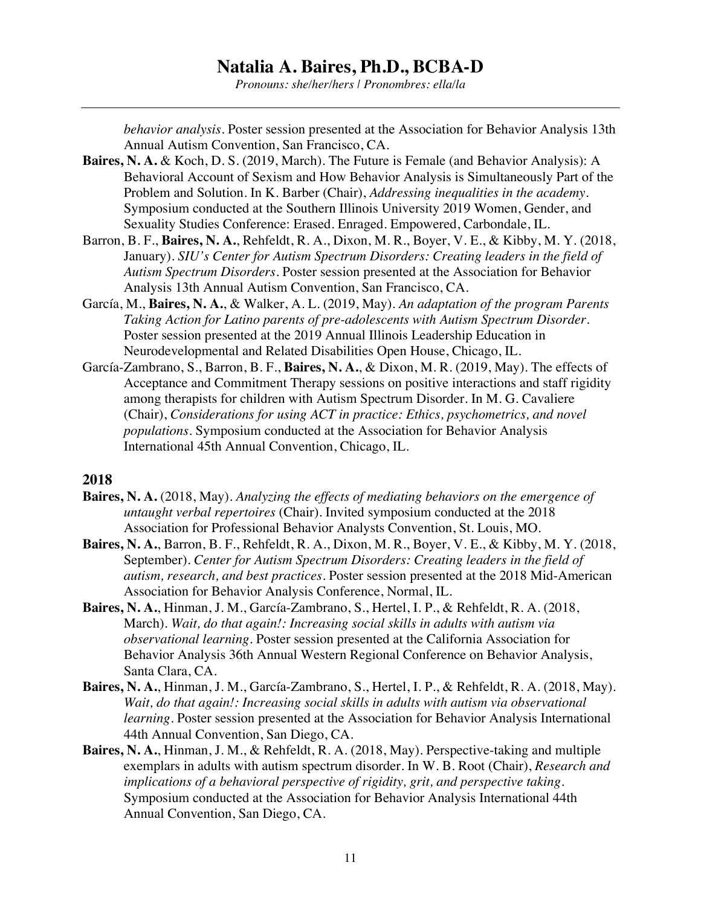*behavior analysis*. Poster session presented at the Association for Behavior Analysis 13th Annual Autism Convention, San Francisco, CA.

**Baires, N. A.** & Koch, D. S. (2019, March). The Future is Female (and Behavior Analysis): A Behavioral Account of Sexism and How Behavior Analysis is Simultaneously Part of the Problem and Solution. In K. Barber (Chair), *Addressing inequalities in the academy*. Symposium conducted at the Southern Illinois University 2019 Women, Gender, and Sexuality Studies Conference: Erased. Enraged. Empowered, Carbondale, IL.

Barron, B. F., **Baires, N. A.**, Rehfeldt, R. A., Dixon, M. R., Boyer, V. E., & Kibby, M. Y. (2018, January). *SIU's Center for Autism Spectrum Disorders: Creating leaders in the field of Autism Spectrum Disorders*. Poster session presented at the Association for Behavior Analysis 13th Annual Autism Convention, San Francisco, CA.

García, M., **Baires, N. A.**, & Walker, A. L. (2019, May). *An adaptation of the program Parents Taking Action for Latino parents of pre-adolescents with Autism Spectrum Disorder*. Poster session presented at the 2019 Annual Illinois Leadership Education in Neurodevelopmental and Related Disabilities Open House, Chicago, IL.

García-Zambrano, S., Barron, B. F., **Baires, N. A.**, & Dixon, M. R. (2019, May). The effects of Acceptance and Commitment Therapy sessions on positive interactions and staff rigidity among therapists for children with Autism Spectrum Disorder. In M. G. Cavaliere (Chair), *Considerations for using ACT in practice: Ethics, psychometrics, and novel populations*. Symposium conducted at the Association for Behavior Analysis International 45th Annual Convention, Chicago, IL.

## 2018

**Baires, N. A.** (2018, May). *Analyzing the effects of mediating behaviors on the emergence of untaught verbal repertoires* (Chair). Invited symposium conducted at the 2018 Association for Professional Behavior Analysts Convention, St. Louis, MO.

**Baires, N. A.**, Barron, B. F., Rehfeldt, R. A., Dixon, M. R., Boyer, V. E., & Kibby, M. Y. (2018, September). *Center for Autism Spectrum Disorders: Creating leaders in the field of autism, research, and best practices*. Poster session presented at the 2018 Mid-American Association for Behavior Analysis Conference, Normal, IL.

**Baires, N. A.**, Hinman, J. M., García-Zambrano, S., Hertel, I. P., & Rehfeldt, R. A. (2018, March). *Wait, do that again!: Increasing social skills in adults with autism via observational learning*. Poster session presented at the California Association for Behavior Analysis 36th Annual Western Regional Conference on Behavior Analysis, Santa Clara, CA.

**Baires, N. A.**, Hinman, J. M., García-Zambrano, S., Hertel, I. P., & Rehfeldt, R. A. (2018, May). *Wait, do that again!: Increasing social skills in adults with autism via observational learning*. Poster session presented at the Association for Behavior Analysis International 44th Annual Convention, San Diego, CA.

**Baires, N. A.**, Hinman, J. M., & Rehfeldt, R. A. (2018, May). Perspective-taking and multiple exemplars in adults with autism spectrum disorder. In W. B. Root (Chair), *Research and implications of a behavioral perspective of rigidity, grit, and perspective taking*. Symposium conducted at the Association for Behavior Analysis International 44th Annual Convention, San Diego, CA.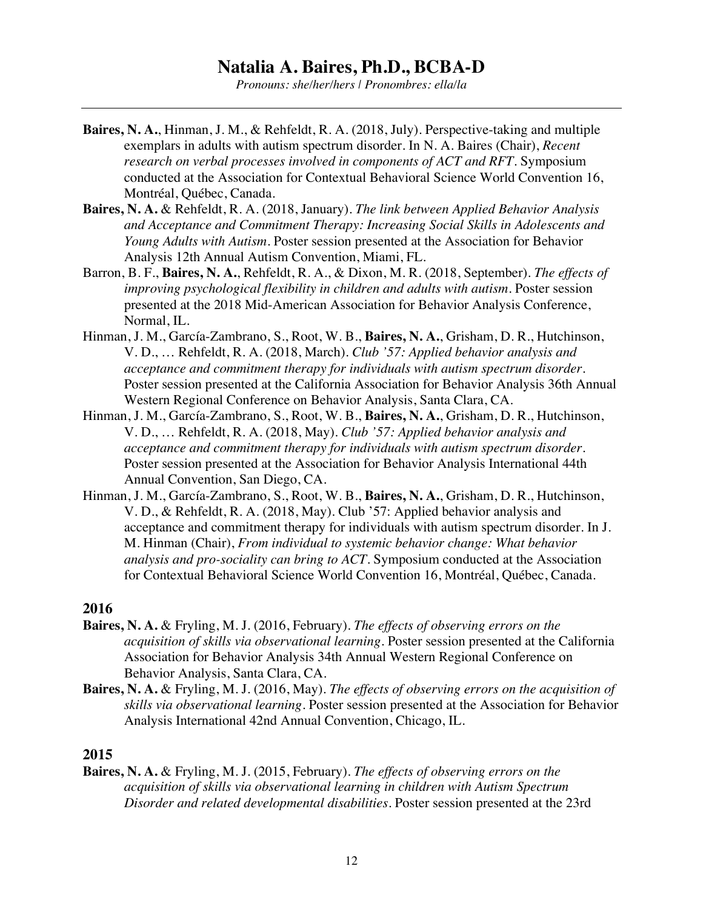**Baires, N. A.**, Hinman, J. M., & Rehfeldt, R. A. (2018, July). Perspective-taking and multiple exemplars in adults with autism spectrum disorder. In N. A. Baires (Chair), *Recent research on verbal processes involved in components of ACT and RFT*. Symposium conducted at the Association for Contextual Behavioral Science World Convention 16, Montréal, Québec, Canada.

**Baires, N. A.** & Rehfeldt, R. A. (2018, January). *The link between Applied Behavior Analysis and Acceptance and Commitment Therapy: Increasing Social Skills in Adolescents and Young Adults with Autism*. Poster session presented at the Association for Behavior Analysis 12th Annual Autism Convention, Miami, FL.

Barron, B. F., **Baires, N. A.**, Rehfeldt, R. A., & Dixon, M. R. (2018, September). *The effects of improving psychological flexibility in children and adults with autism*. Poster session presented at the 2018 Mid-American Association for Behavior Analysis Conference, Normal, IL.

Hinman, J. M., García-Zambrano, S., Root, W. B., **Baires, N. A.**, Grisham, D. R., Hutchinson, V. D., … Rehfeldt, R. A. (2018, March). *Club '57: Applied behavior analysis and acceptance and commitment therapy for individuals with autism spectrum disorder*. Poster session presented at the California Association for Behavior Analysis 36th Annual Western Regional Conference on Behavior Analysis, Santa Clara, CA.

Hinman, J. M., García-Zambrano, S., Root, W. B., **Baires, N. A.**, Grisham, D. R., Hutchinson, V. D., … Rehfeldt, R. A. (2018, May). *Club '57: Applied behavior analysis and acceptance and commitment therapy for individuals with autism spectrum disorder*. Poster session presented at the Association for Behavior Analysis International 44th Annual Convention, San Diego, CA.

Hinman, J. M., García-Zambrano, S., Root, W. B., **Baires, N. A.**, Grisham, D. R., Hutchinson, V. D., & Rehfeldt, R. A. (2018, May). Club '57: Applied behavior analysis and acceptance and commitment therapy for individuals with autism spectrum disorder. In J. M. Hinman (Chair), *From individual to systemic behavior change: What behavior analysis and pro-sociality can bring to ACT*. Symposium conducted at the Association for Contextual Behavioral Science World Convention 16, Montréal, Québec, Canada.

## 2016

**Baires, N. A.** & Fryling, M. J. (2016, February). *The effects of observing errors on the acquisition of skills via observational learning*. Poster session presented at the California Association for Behavior Analysis 34th Annual Western Regional Conference on Behavior Analysis, Santa Clara, CA.

**Baires, N. A.** & Fryling, M. J. (2016, May). *The effects of observing errors on the acquisition of skills via observational learning*. Poster session presented at the Association for Behavior Analysis International 42nd Annual Convention, Chicago, IL.

## 2015

**Baires, N. A.** & Fryling, M. J. (2015, February). *The effects of observing errors on the acquisition of skills via observational learning in children with Autism Spectrum Disorder and related developmental disabilities*. Poster session presented at the 23rd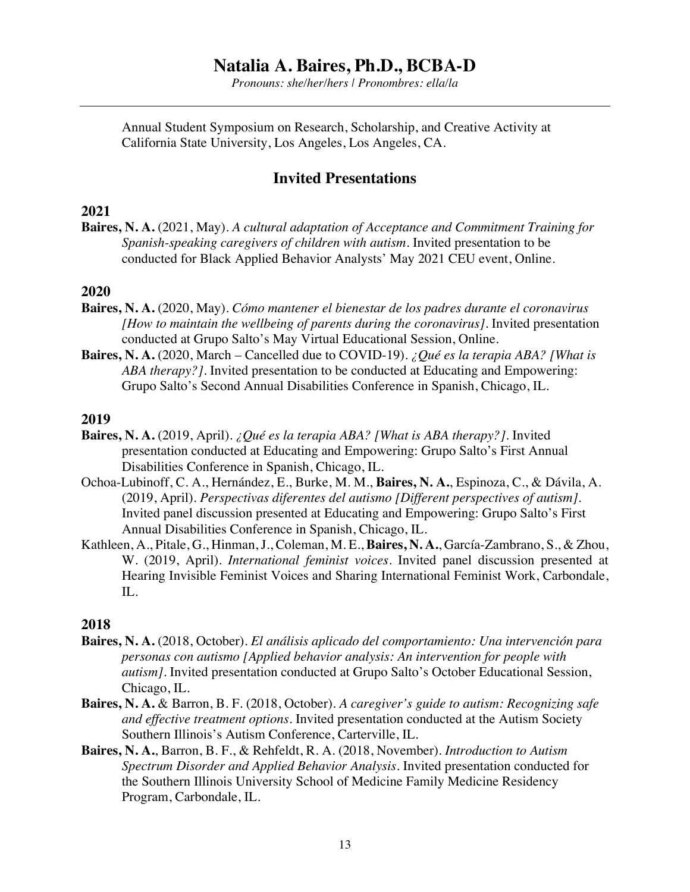Annual Student Symposium on Research, Scholarship, and Creative Activity at California State University, Los Angeles, Los Angeles, CA.

## Invited Presentations

### 2021

**Baires, N. A.** (2021, May). *A cultural adaptation of Acceptance and Commitment Training for Spanish-speaking caregivers of children with autism*. Invited presentation to be conducted for Black Applied Behavior Analysts' May 2021 CEU event, Online.

### 2020

**Baires, N. A.** (2020, May). *Cómo mantener el bienestar de los padres durante el coronavirus [How to maintain the wellbeing of parents during the coronavirus]*. Invited presentation conducted at Grupo Salto's May Virtual Educational Session, Online.

**Baires, N. A.** (2020, March – Cancelled due to COVID-19). *¿Qué es la terapia ABA? [What is ABA therapy?]*. Invited presentation to be conducted at Educating and Empowering: Grupo Salto's Second Annual Disabilities Conference in Spanish, Chicago, IL.

### 2019

**Baires, N. A.** (2019, April). *¿Qué es la terapia ABA? [What is ABA therapy?]*. Invited presentation conducted at Educating and Empowering: Grupo Salto's First Annual Disabilities Conference in Spanish, Chicago, IL.

Ochoa-Lubinoff, C. A., Hernández, E., Burke, M. M., **Baires, N. A.**, Espinoza, C., & Dávila, A. (2019, April). *Perspectivas diferentes del autismo [Different perspectives of autism]*. Invited panel discussion presented at Educating and Empowering: Grupo Salto's First Annual Disabilities Conference in Spanish, Chicago, IL.

Kathleen, A., Pitale, G., Hinman, J., Coleman, M. E., **Baires, N. A.**, García-Zambrano, S., & Zhou, W. (2019, April). *International feminist voices*. Invited panel discussion presented at Hearing Invisible Feminist Voices and Sharing International Feminist Work, Carbondale, IL.

### 2018

**Baires, N. A.** (2018, October). *El análisis aplicado del comportamiento: Una intervención para personas con autismo [Applied behavior analysis: An intervention for people with autism]*. Invited presentation conducted at Grupo Salto's October Educational Session, Chicago, IL.

**Baires, N. A.** & Barron, B. F. (2018, October). *A caregiver's guide to autism: Recognizing safe and effective treatment options*. Invited presentation conducted at the Autism Society Southern Illinois's Autism Conference, Carterville, IL.

**Baires, N. A.**, Barron, B. F., & Rehfeldt, R. A. (2018, November). *Introduction to Autism Spectrum Disorder and Applied Behavior Analysis*. Invited presentation conducted for the Southern Illinois University School of Medicine Family Medicine Residency Program, Carbondale, IL.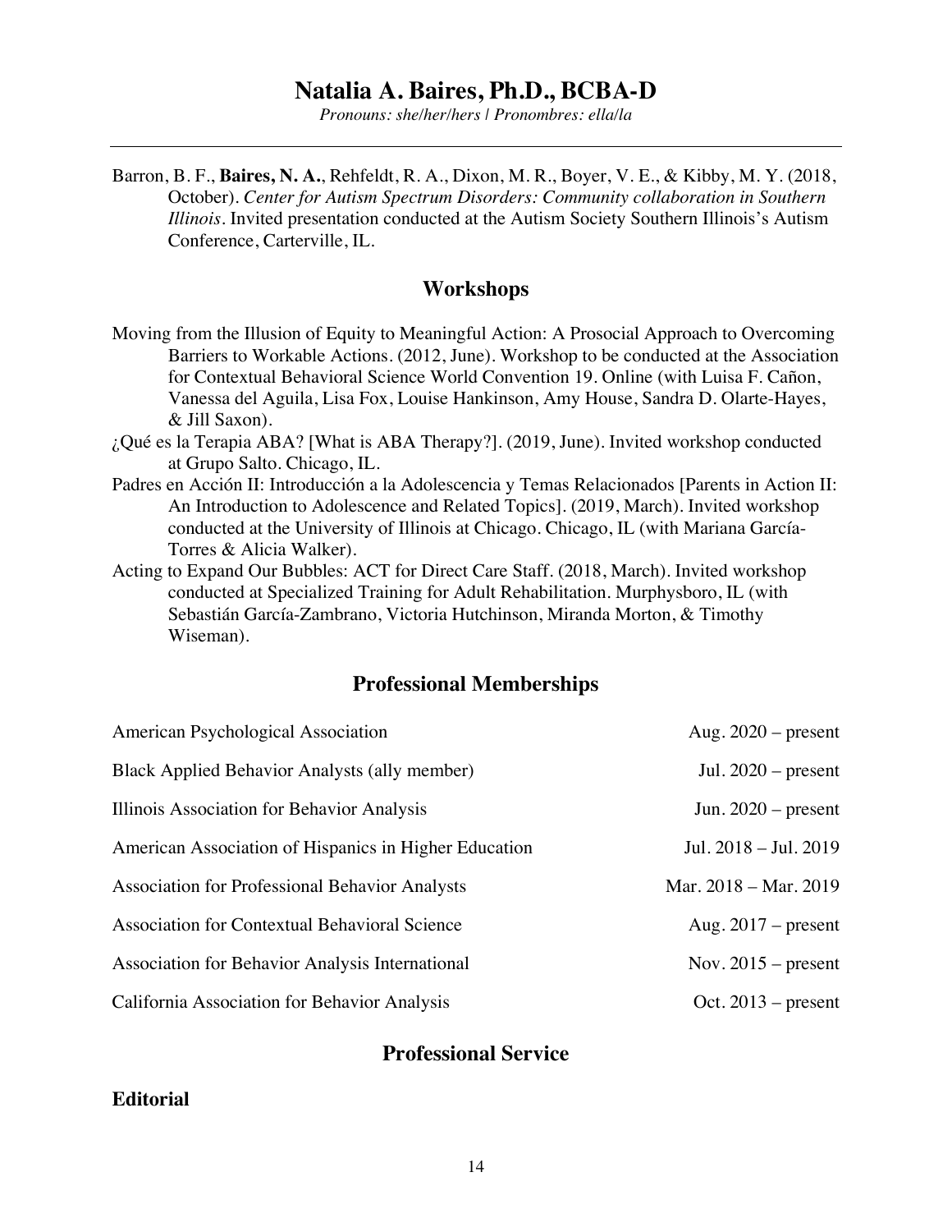Barron, B. F., **Baires, N. A.**, Rehfeldt, R. A., Dixon, M. R., Boyer, V. E., & Kibby, M. Y. (2018, October). *Center for Autism Spectrum Disorders: Community collaboration in Southern Illinois*. Invited presentation conducted at the Autism Society Southern Illinois's Autism Conference, Carterville, IL.

## Workshops

Moving from the Illusion of Equity to Meaningful Action: A Prosocial Approach to Overcoming Barriers to Workable Actions. (2012, June). Workshop to be conducted at the Association for Contextual Behavioral Science World Convention 19. Online (with Luisa F. Cañon, Vanessa del Aguila, Lisa Fox, Louise Hankinson, Amy House, Sandra D. Olarte-Hayes, & Jill Saxon).

¿Qué es la Terapia ABA? [What is ABA Therapy?]. (2019, June). Invited workshop conducted at Grupo Salto. Chicago, IL.

Padres en Acción II: Introducción a la Adolescencia y Temas Relacionados [Parents in Action II: An Introduction to Adolescence and Related Topics]. (2019, March). Invited workshop conducted at the University of Illinois at Chicago. Chicago, IL (with Mariana García-Torres & Alicia Walker).

Acting to Expand Our Bubbles: ACT for Direct Care Staff. (2018, March). Invited workshop conducted at Specialized Training for Adult Rehabilitation. Murphysboro, IL (with Sebastián García-Zambrano, Victoria Hutchinson, Miranda Morton, & Timothy Wiseman).

## Professional Memberships

| | |
|---|---|
| American Psychological Association | Aug. 2020 – present |
| Black Applied Behavior Analysts (ally member) | Jul. 2020 – present |
| Illinois Association for Behavior Analysis | Jun. 2020 – present |
| American Association of Hispanics in Higher Education | Jul. 2018 – Jul. 2019 |
| Association for Professional Behavior Analysts | Mar. 2018 – Mar. 2019 |
| Association for Contextual Behavioral Science | Aug. 2017 – present |
| Association for Behavior Analysis International | Nov. 2015 – present |
| California Association for Behavior Analysis | Oct. 2013 – present |

## Professional Service

### Editorial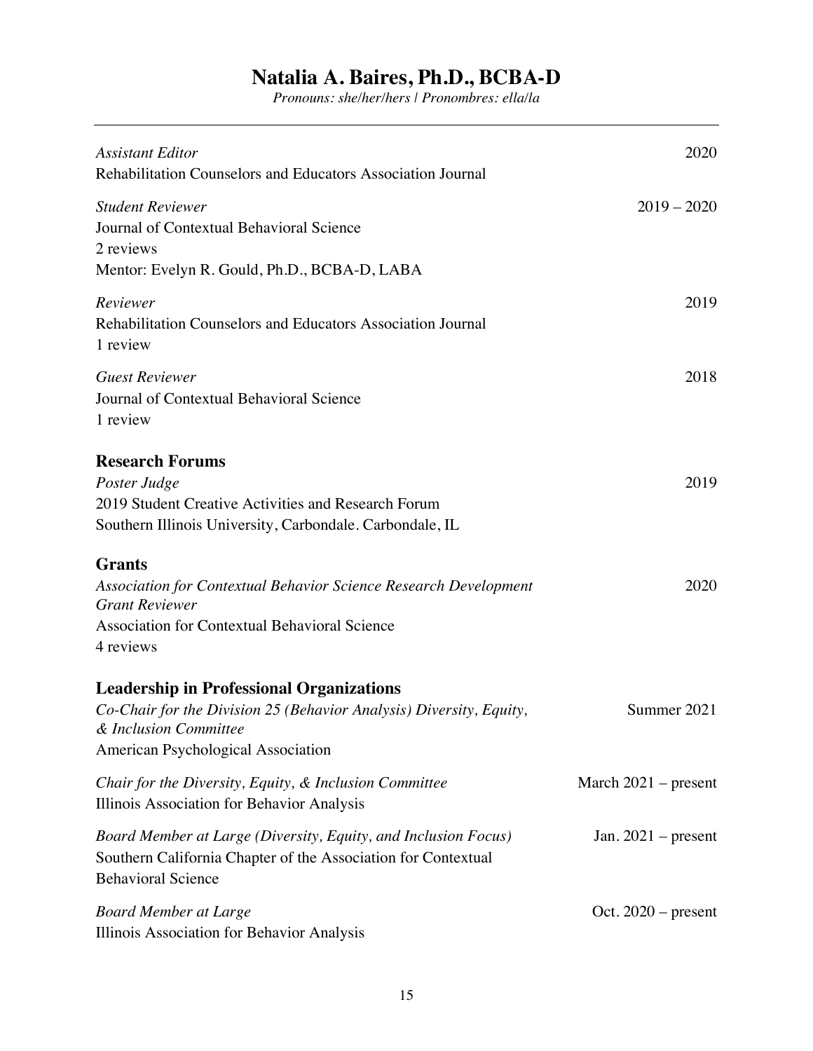*Assistant Editor* — 2020
Rehabilitation Counselors and Educators Association Journal

*Student Reviewer* — 2019 – 2020
Journal of Contextual Behavioral Science
2 reviews
Mentor: Evelyn R. Gould, Ph.D., BCBA-D, LABA

*Reviewer* — 2019
Rehabilitation Counselors and Educators Association Journal
1 review

*Guest Reviewer* — 2018
Journal of Contextual Behavioral Science
1 review

## Research Forums

*Poster Judge* — 2019
2019 Student Creative Activities and Research Forum
Southern Illinois University, Carbondale. Carbondale, IL

## Grants

*Association for Contextual Behavior Science Research Development Grant Reviewer* — 2020
Association for Contextual Behavioral Science
4 reviews

## Leadership in Professional Organizations

*Co-Chair for the Division 25 (Behavior Analysis) Diversity, Equity, & Inclusion Committee* — Summer 2021
American Psychological Association

*Chair for the Diversity, Equity, & Inclusion Committee* — March 2021 – present
Illinois Association for Behavior Analysis

*Board Member at Large (Diversity, Equity, and Inclusion Focus)* — Jan. 2021 – present
Southern California Chapter of the Association for Contextual Behavioral Science

*Board Member at Large* — Oct. 2020 – present
Illinois Association for Behavior Analysis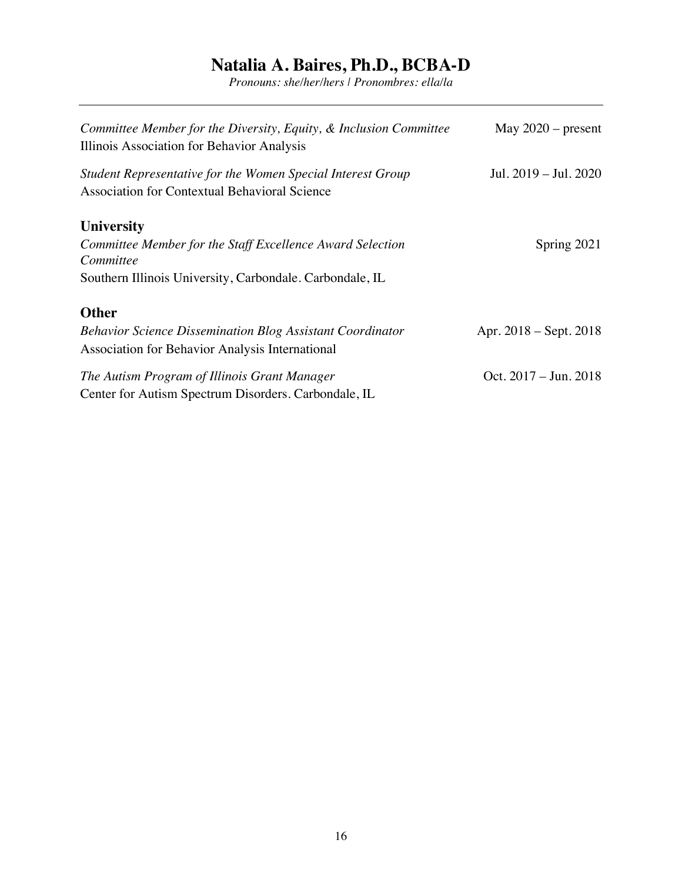*Committee Member for the Diversity, Equity, & Inclusion Committee* — May 2020 – present
Illinois Association for Behavior Analysis

*Student Representative for the Women Special Interest Group* — Jul. 2019 – Jul. 2020
Association for Contextual Behavioral Science

### University

*Committee Member for the Staff Excellence Award Selection Committee* — Spring 2021
Southern Illinois University, Carbondale. Carbondale, IL

### Other

*Behavior Science Dissemination Blog Assistant Coordinator* — Apr. 2018 – Sept. 2018
Association for Behavior Analysis International

*The Autism Program of Illinois Grant Manager* — Oct. 2017 – Jun. 2018
Center for Autism Spectrum Disorders. Carbondale, IL